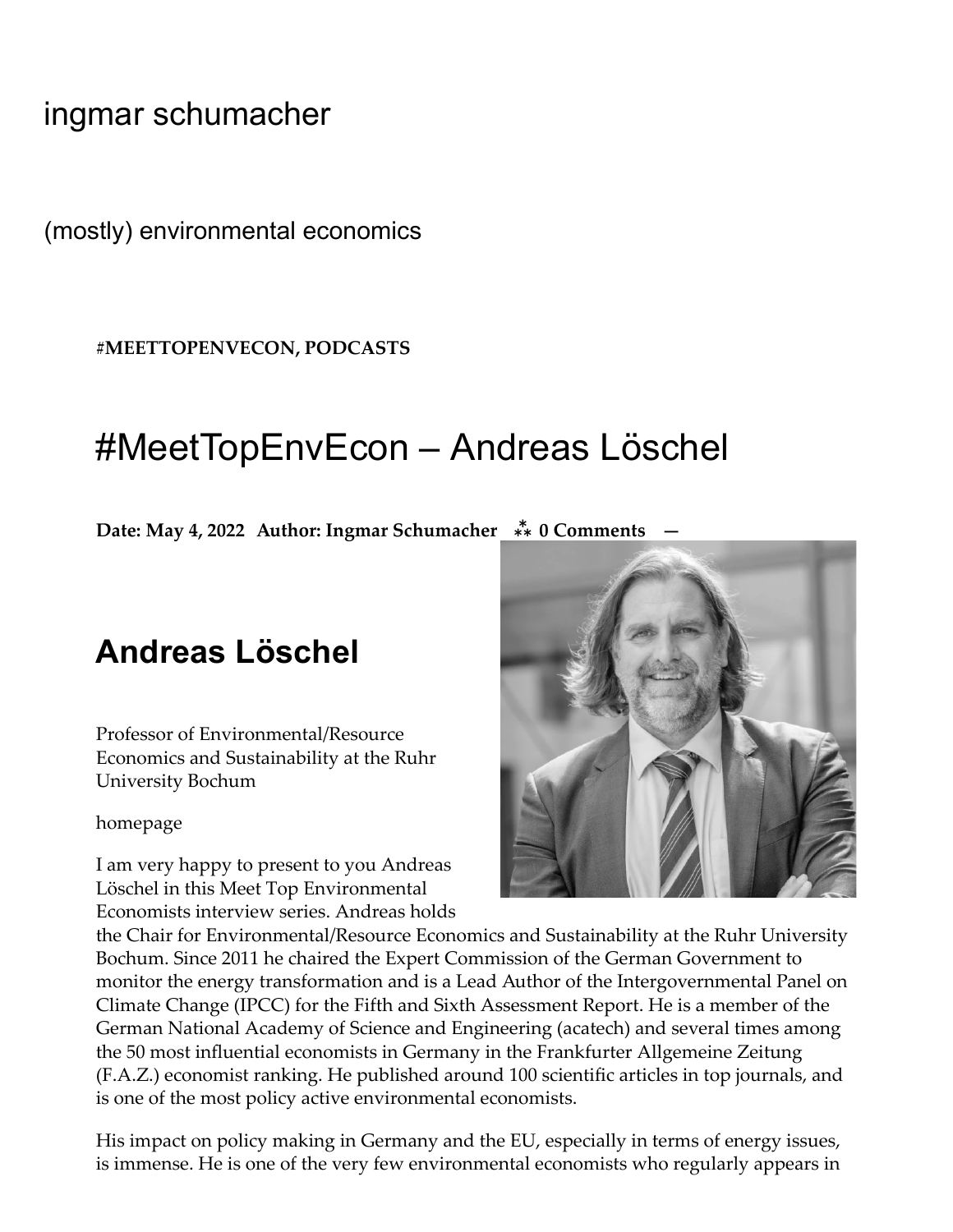ingmar schumacher

(mostly) environmental economics

#MEETTOPENVECON, PODCASTS

# #MeetTopEnvEcon – Andreas Löschel

**Date: May 4, 2022 Author: Ingmar Schumacher ⁂ 0 Comments —**

## Andreas Löschel

Professor of Environmental/Resource Economics and Sustainability at the Ruhr University Bochum

homepage

I am very happy to present to you Andreas Löschel in this Meet Top Environmental Economists interview series. Andreas holds the Chair for Environmental/Resource Economics and Sustainability at the Ruhr University Bochum. Since 2011 he chaired the Expert Commission of the German Government to monitor the energy transformation and is a Lead Author of the Intergovernmental Panel on Climate Change (IPCC) for the Fifth and Sixth Assessment Report. He is a member of the German National Academy of Science and Engineering (acatech) and several times among the 50 most influential economists in Germany in the Frankfurter Allgemeine Zeitung (F.A.Z.) economist ranking. He published around 100 scientific articles in top journals, and is one of the most policy active environmental economists.

His impact on policy making in Germany and the EU, especially in terms of energy issues, is immense. He is one of the very few environmental economists who regularly appears in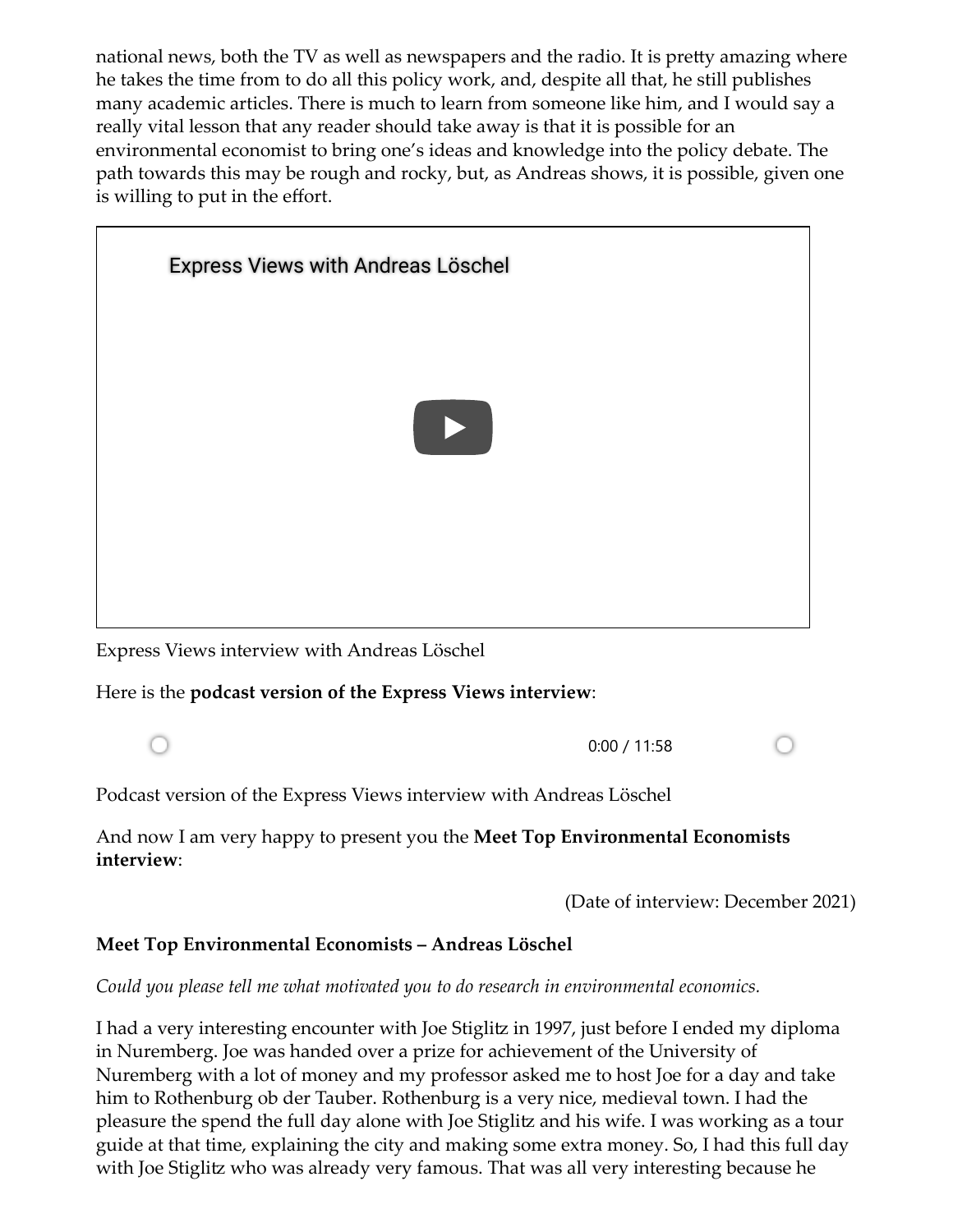national news, both the TV as well as newspapers and the radio. It is pretty amazing where he takes the time from to do all this policy work, and, despite all that, he still publishes many academic articles. There is much to learn from someone like him, and I would say a really vital lesson that any reader should take away is that it is possible for an environmental economist to bring one's ideas and knowledge into the policy debate. The path towards this may be rough and rocky, but, as Andreas shows, it is possible, given one is willing to put in the effort.

Express Views with Andreas Löschel

Express Views interview with Andreas Löschel

Here is the **podcast version of the Express Views interview**:

0:00 / 11:58

Podcast version of the Express Views interview with Andreas Löschel

And now I am very happy to present you the **Meet Top Environmental Economists interview**:

(Date of interview: December 2021)

**Meet Top Environmental Economists – Andreas Löschel**

*Could you please tell me what motivated you to do research in environmental economics.*

I had a very interesting encounter with Joe Stiglitz in 1997, just before I ended my diploma in Nuremberg. Joe was handed over a prize for achievement of the University of Nuremberg with a lot of money and my professor asked me to host Joe for a day and take him to Rothenburg ob der Tauber. Rothenburg is a very nice, medieval town. I had the pleasure the spend the full day alone with Joe Stiglitz and his wife. I was working as a tour guide at that time, explaining the city and making some extra money. So, I had this full day with Joe Stiglitz who was already very famous. That was all very interesting because he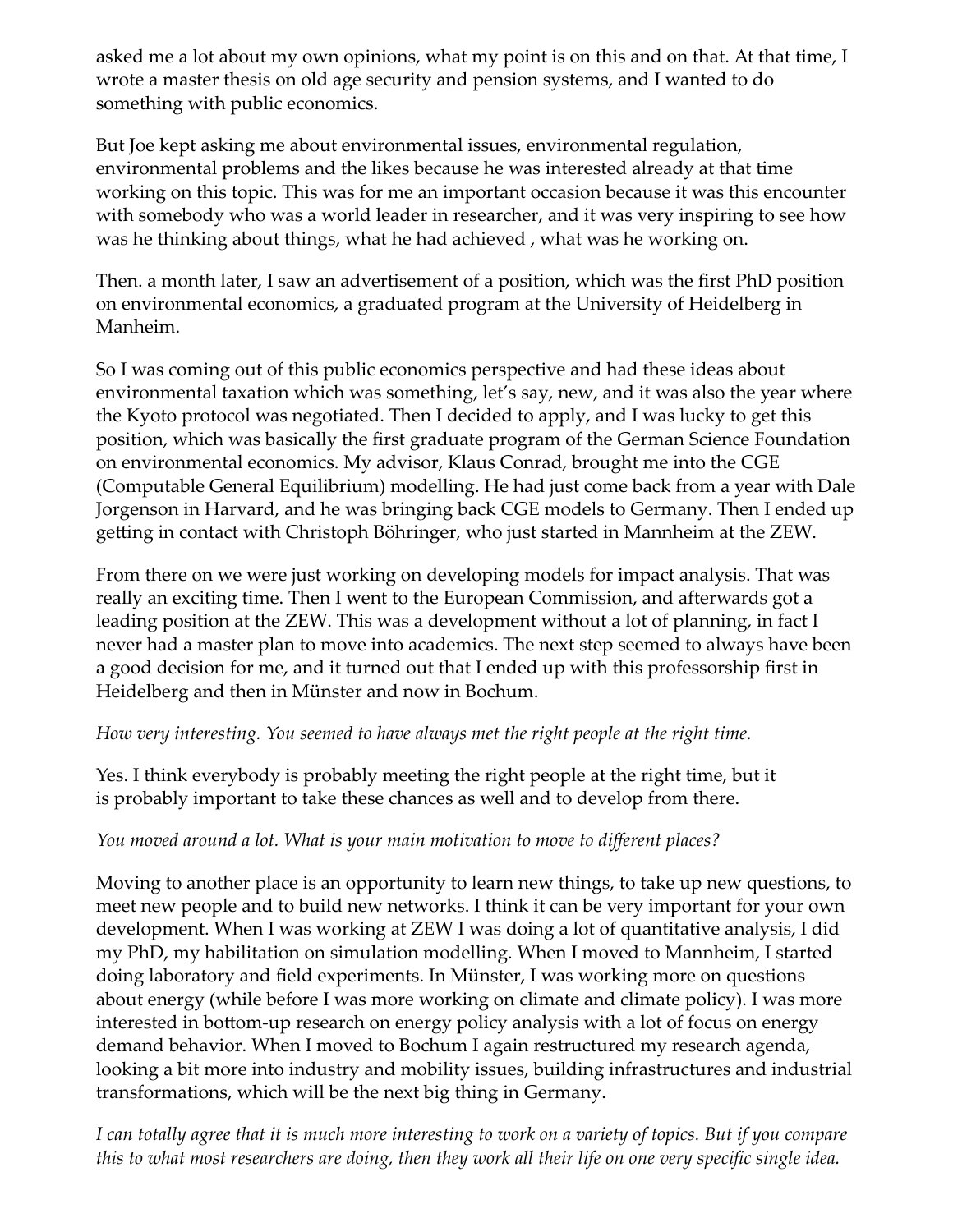asked me a lot about my own opinions, what my point is on this and on that. At that time, I wrote a master thesis on old age security and pension systems, and I wanted to do something with public economics.

But Joe kept asking me about environmental issues, environmental regulation, environmental problems and the likes because he was interested already at that time working on this topic. This was for me an important occasion because it was this encounter with somebody who was a world leader in researcher, and it was very inspiring to see how was he thinking about things, what he had achieved , what was he working on.

Then. a month later, I saw an advertisement of a position, which was the first PhD position on environmental economics, a graduated program at the University of Heidelberg in Manheim.

So I was coming out of this public economics perspective and had these ideas about environmental taxation which was something, let's say, new, and it was also the year where the Kyoto protocol was negotiated. Then I decided to apply, and I was lucky to get this position, which was basically the first graduate program of the German Science Foundation on environmental economics. My advisor, Klaus Conrad, brought me into the CGE (Computable General Equilibrium) modelling. He had just come back from a year with Dale Jorgenson in Harvard, and he was bringing back CGE models to Germany. Then I ended up getting in contact with Christoph Böhringer, who just started in Mannheim at the ZEW.

From there on we were just working on developing models for impact analysis. That was really an exciting time. Then I went to the European Commission, and afterwards got a leading position at the ZEW. This was a development without a lot of planning, in fact I never had a master plan to move into academics. The next step seemed to always have been a good decision for me, and it turned out that I ended up with this professorship first in Heidelberg and then in Münster and now in Bochum.

*How very interesting. You seemed to have always met the right people at the right time.*

Yes. I think everybody is probably meeting the right people at the right time, but it is probably important to take these chances as well and to develop from there.

*You moved around a lot. What is your main motivation to move to different places?*

Moving to another place is an opportunity to learn new things, to take up new questions, to meet new people and to build new networks. I think it can be very important for your own development. When I was working at ZEW I was doing a lot of quantitative analysis, I did my PhD, my habilitation on simulation modelling. When I moved to Mannheim, I started doing laboratory and field experiments. In Münster, I was working more on questions about energy (while before I was more working on climate and climate policy). I was more interested in bottom-up research on energy policy analysis with a lot of focus on energy demand behavior. When I moved to Bochum I again restructured my research agenda, looking a bit more into industry and mobility issues, building infrastructures and industrial transformations, which will be the next big thing in Germany.

*I can totally agree that it is much more interesting to work on a variety of topics. But if you compare this to what most researchers are doing, then they work all their life on one very specific single idea.*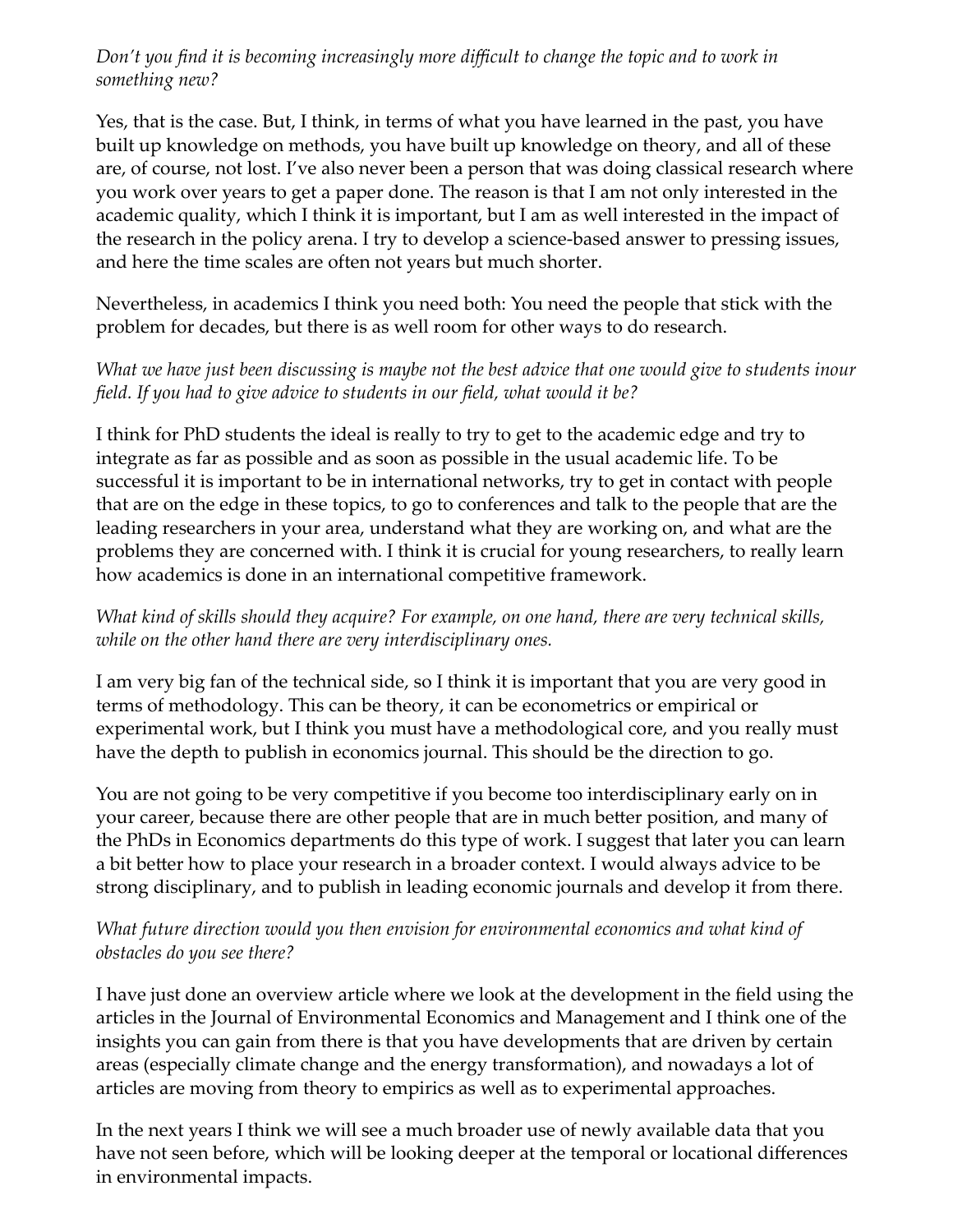*Don't you find it is becoming increasingly more difficult to change the topic and to work in something new?*

Yes, that is the case. But, I think, in terms of what you have learned in the past, you have built up knowledge on methods, you have built up knowledge on theory, and all of these are, of course, not lost. I've also never been a person that was doing classical research where you work over years to get a paper done. The reason is that I am not only interested in the academic quality, which I think it is important, but I am as well interested in the impact of the research in the policy arena. I try to develop a science-based answer to pressing issues, and here the time scales are often not years but much shorter.

Nevertheless, in academics I think you need both: You need the people that stick with the problem for decades, but there is as well room for other ways to do research.

*What we have just been discussing is maybe not the best advice that one would give to students inour field. If you had to give advice to students in our field, what would it be?*

I think for PhD students the ideal is really to try to get to the academic edge and try to integrate as far as possible and as soon as possible in the usual academic life. To be successful it is important to be in international networks, try to get in contact with people that are on the edge in these topics, to go to conferences and talk to the people that are the leading researchers in your area, understand what they are working on, and what are the problems they are concerned with. I think it is crucial for young researchers, to really learn how academics is done in an international competitive framework.

*What kind of skills should they acquire? For example, on one hand, there are very technical skills, while on the other hand there are very interdisciplinary ones.*

I am very big fan of the technical side, so I think it is important that you are very good in terms of methodology. This can be theory, it can be econometrics or empirical or experimental work, but I think you must have a methodological core, and you really must have the depth to publish in economics journal. This should be the direction to go.

You are not going to be very competitive if you become too interdisciplinary early on in your career, because there are other people that are in much better position, and many of the PhDs in Economics departments do this type of work. I suggest that later you can learn a bit better how to place your research in a broader context. I would always advice to be strong disciplinary, and to publish in leading economic journals and develop it from there.

*What future direction would you then envision for environmental economics and what kind of obstacles do you see there?*

I have just done an overview article where we look at the development in the field using the articles in the Journal of Environmental Economics and Management and I think one of the insights you can gain from there is that you have developments that are driven by certain areas (especially climate change and the energy transformation), and nowadays a lot of articles are moving from theory to empirics as well as to experimental approaches.

In the next years I think we will see a much broader use of newly available data that you have not seen before, which will be looking deeper at the temporal or locational differences in environmental impacts.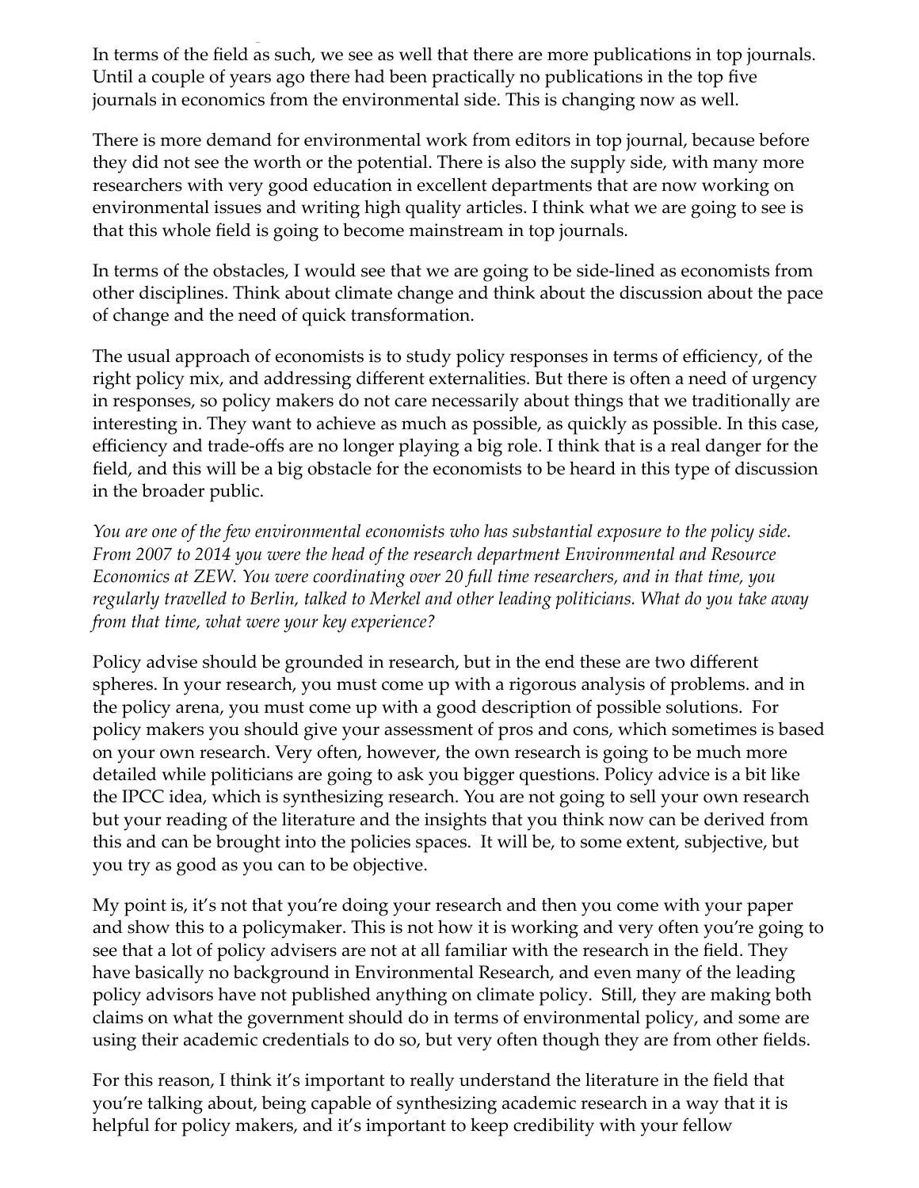In terms of the field as such, we see as well that there are more publications in top journals. Until a couple of years ago there had been practically no publications in the top five journals in economics from the environmental side. This is changing now as well.

There is more demand for environmental work from editors in top journal, because before they did not see the worth or the potential. There is also the supply side, with many more researchers with very good education in excellent departments that are now working on environmental issues and writing high quality articles. I think what we are going to see is that this whole field is going to become mainstream in top journals.

In terms of the obstacles, I would see that we are going to be side-lined as economists from other disciplines. Think about climate change and think about the discussion about the pace of change and the need of quick transformation.

The usual approach of economists is to study policy responses in terms of efficiency, of the right policy mix, and addressing different externalities. But there is often a need of urgency in responses, so policy makers do not care necessarily about things that we traditionally are interesting in. They want to achieve as much as possible, as quickly as possible. In this case, efficiency and trade-offs are no longer playing a big role. I think that is a real danger for the field, and this will be a big obstacle for the economists to be heard in this type of discussion in the broader public.

*You are one of the few environmental economists who has substantial exposure to the policy side. From 2007 to 2014 you were the head of the research department Environmental and Resource Economics at ZEW. You were coordinating over 20 full time researchers, and in that time, you regularly travelled to Berlin, talked to Merkel and other leading politicians. What do you take away from that time, what were your key experience?*

Policy advise should be grounded in research, but in the end these are two different spheres. In your research, you must come up with a rigorous analysis of problems. and in the policy arena, you must come up with a good description of possible solutions. For policy makers you should give your assessment of pros and cons, which sometimes is based on your own research. Very often, however, the own research is going to be much more detailed while politicians are going to ask you bigger questions. Policy advice is a bit like the IPCC idea, which is synthesizing research. You are not going to sell your own research but your reading of the literature and the insights that you think now can be derived from this and can be brought into the policies spaces. It will be, to some extent, subjective, but you try as good as you can to be objective.

My point is, it's not that you're doing your research and then you come with your paper and show this to a policymaker. This is not how it is working and very often you're going to see that a lot of policy advisers are not at all familiar with the research in the field. They have basically no background in Environmental Research, and even many of the leading policy advisors have not published anything on climate policy. Still, they are making both claims on what the government should do in terms of environmental policy, and some are using their academic credentials to do so, but very often though they are from other fields.

For this reason, I think it's important to really understand the literature in the field that you're talking about, being capable of synthesizing academic research in a way that it is helpful for policy makers, and it's important to keep credibility with your fellow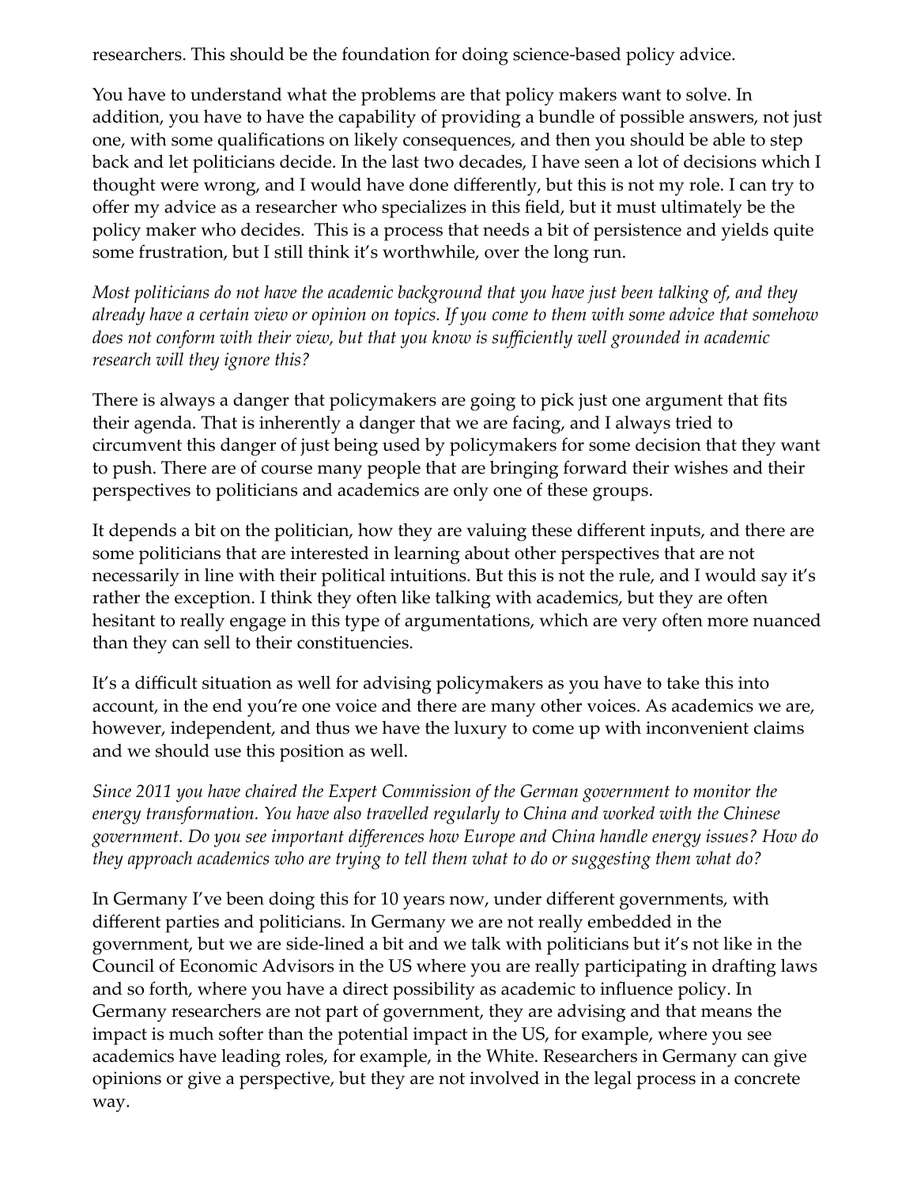researchers. This should be the foundation for doing science-based policy advice.

You have to understand what the problems are that policy makers want to solve. In addition, you have to have the capability of providing a bundle of possible answers, not just one, with some qualifications on likely consequences, and then you should be able to step back and let politicians decide. In the last two decades, I have seen a lot of decisions which I thought were wrong, and I would have done differently, but this is not my role. I can try to offer my advice as a researcher who specializes in this field, but it must ultimately be the policy maker who decides. This is a process that needs a bit of persistence and yields quite some frustration, but I still think it's worthwhile, over the long run.

*Most politicians do not have the academic background that you have just been talking of, and they already have a certain view or opinion on topics. If you come to them with some advice that somehow does not conform with their view, but that you know is sufficiently well grounded in academic research will they ignore this?*

There is always a danger that policymakers are going to pick just one argument that fits their agenda. That is inherently a danger that we are facing, and I always tried to circumvent this danger of just being used by policymakers for some decision that they want to push. There are of course many people that are bringing forward their wishes and their perspectives to politicians and academics are only one of these groups.

It depends a bit on the politician, how they are valuing these different inputs, and there are some politicians that are interested in learning about other perspectives that are not necessarily in line with their political intuitions. But this is not the rule, and I would say it's rather the exception. I think they often like talking with academics, but they are often hesitant to really engage in this type of argumentations, which are very often more nuanced than they can sell to their constituencies.

It's a difficult situation as well for advising policymakers as you have to take this into account, in the end you're one voice and there are many other voices. As academics we are, however, independent, and thus we have the luxury to come up with inconvenient claims and we should use this position as well.

*Since 2011 you have chaired the Expert Commission of the German government to monitor the energy transformation. You have also travelled regularly to China and worked with the Chinese government. Do you see important differences how Europe and China handle energy issues? How do they approach academics who are trying to tell them what to do or suggesting them what do?*

In Germany I've been doing this for 10 years now, under different governments, with different parties and politicians. In Germany we are not really embedded in the government, but we are side-lined a bit and we talk with politicians but it's not like in the Council of Economic Advisors in the US where you are really participating in drafting laws and so forth, where you have a direct possibility as academic to influence policy. In Germany researchers are not part of government, they are advising and that means the impact is much softer than the potential impact in the US, for example, where you see academics have leading roles, for example, in the White. Researchers in Germany can give opinions or give a perspective, but they are not involved in the legal process in a concrete way.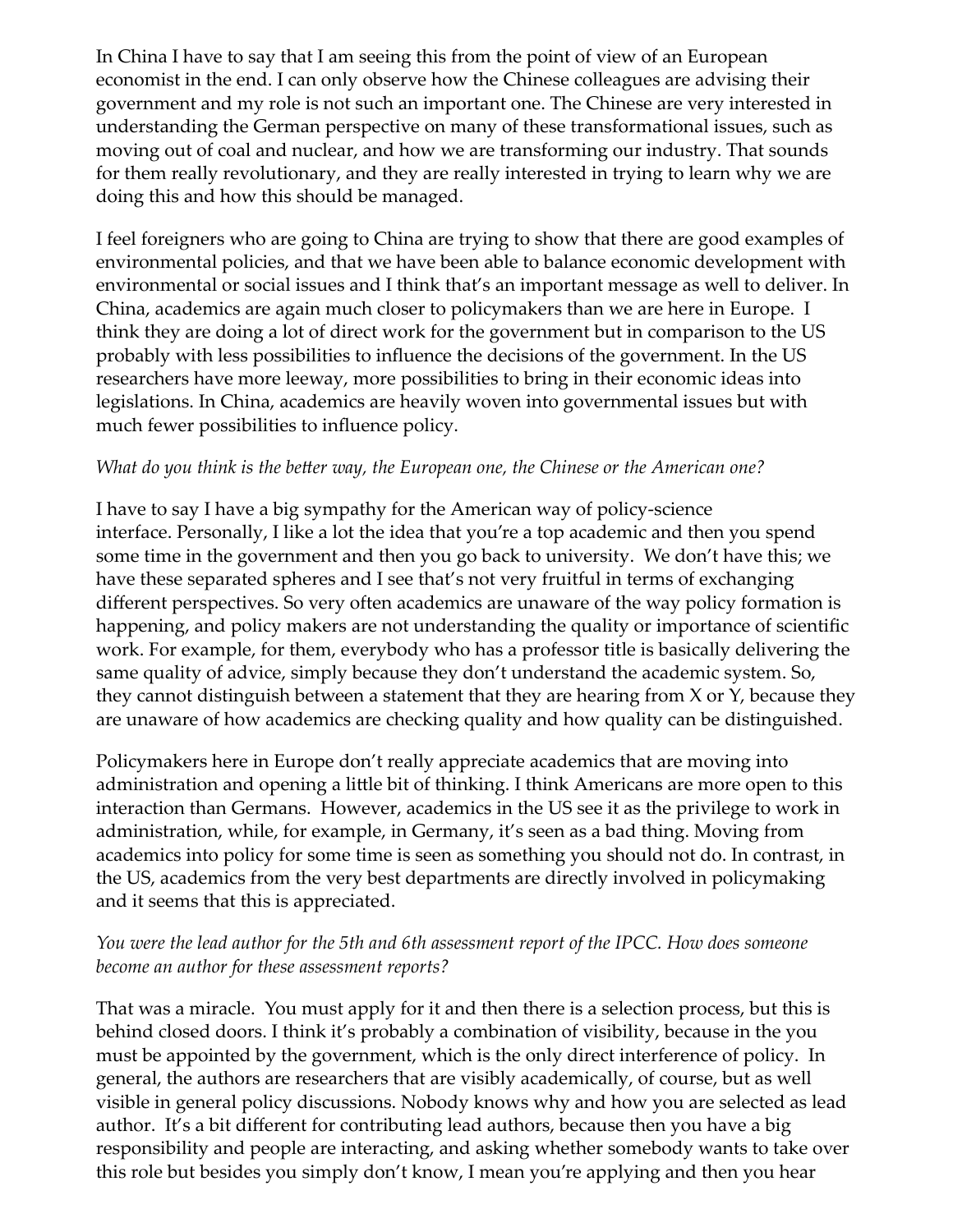In China I have to say that I am seeing this from the point of view of an European economist in the end. I can only observe how the Chinese colleagues are advising their government and my role is not such an important one. The Chinese are very interested in understanding the German perspective on many of these transformational issues, such as moving out of coal and nuclear, and how we are transforming our industry. That sounds for them really revolutionary, and they are really interested in trying to learn why we are doing this and how this should be managed.

I feel foreigners who are going to China are trying to show that there are good examples of environmental policies, and that we have been able to balance economic development with environmental or social issues and I think that's an important message as well to deliver. In China, academics are again much closer to policymakers than we are here in Europe. I think they are doing a lot of direct work for the government but in comparison to the US probably with less possibilities to influence the decisions of the government. In the US researchers have more leeway, more possibilities to bring in their economic ideas into legislations. In China, academics are heavily woven into governmental issues but with much fewer possibilities to influence policy.

*What do you think is the better way, the European one, the Chinese or the American one?*

I have to say I have a big sympathy for the American way of policy-science interface. Personally, I like a lot the idea that you're a top academic and then you spend some time in the government and then you go back to university. We don't have this; we have these separated spheres and I see that's not very fruitful in terms of exchanging different perspectives. So very often academics are unaware of the way policy formation is happening, and policy makers are not understanding the quality or importance of scientific work. For example, for them, everybody who has a professor title is basically delivering the same quality of advice, simply because they don't understand the academic system. So, they cannot distinguish between a statement that they are hearing from X or Y, because they are unaware of how academics are checking quality and how quality can be distinguished.

Policymakers here in Europe don't really appreciate academics that are moving into administration and opening a little bit of thinking. I think Americans are more open to this interaction than Germans. However, academics in the US see it as the privilege to work in administration, while, for example, in Germany, it's seen as a bad thing. Moving from academics into policy for some time is seen as something you should not do. In contrast, in the US, academics from the very best departments are directly involved in policymaking and it seems that this is appreciated.

*You were the lead author for the 5th and 6th assessment report of the IPCC. How does someone become an author for these assessment reports?*

That was a miracle. You must apply for it and then there is a selection process, but this is behind closed doors. I think it's probably a combination of visibility, because in the you must be appointed by the government, which is the only direct interference of policy. In general, the authors are researchers that are visibly academically, of course, but as well visible in general policy discussions. Nobody knows why and how you are selected as lead author. It's a bit different for contributing lead authors, because then you have a big responsibility and people are interacting, and asking whether somebody wants to take over this role but besides you simply don't know, I mean you're applying and then you hear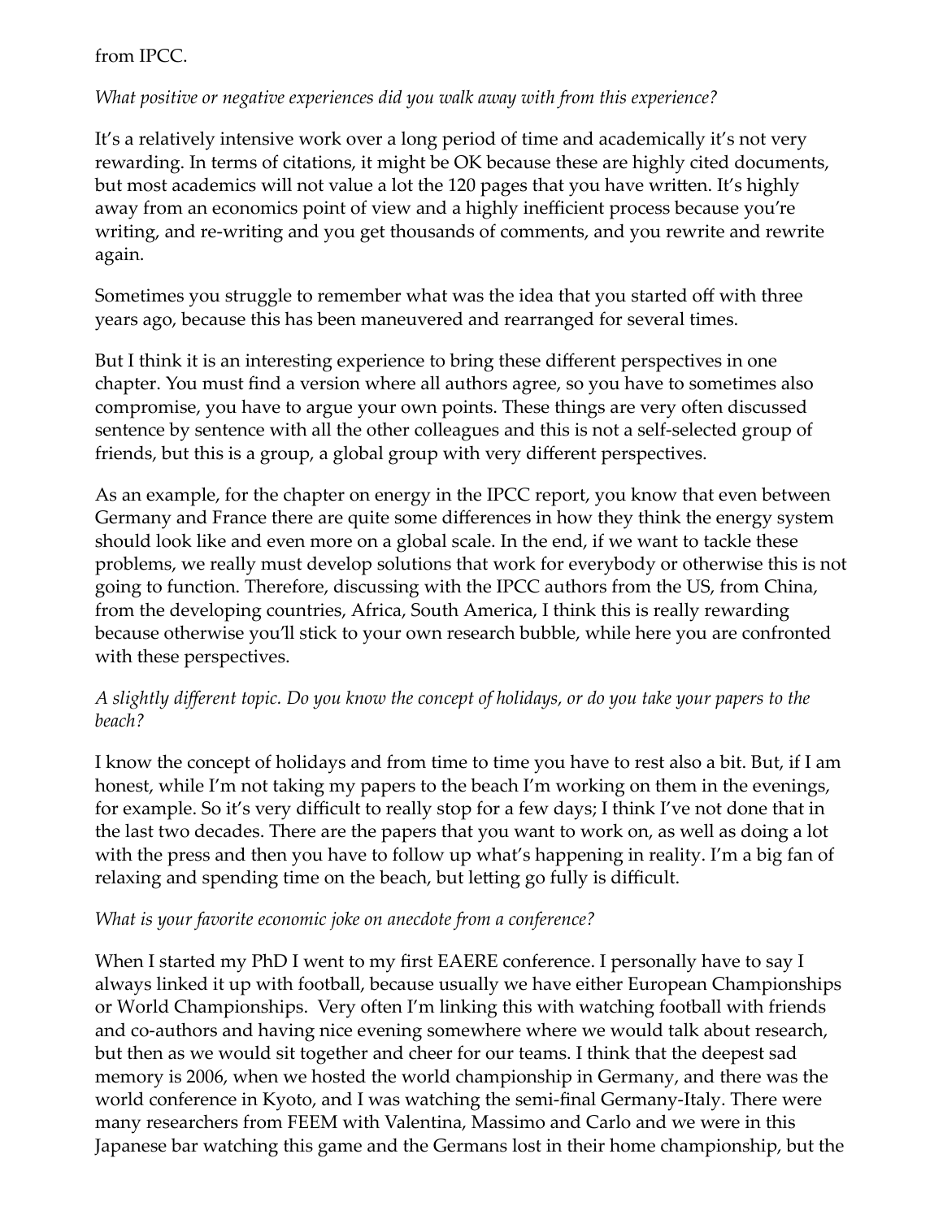from IPCC.

*What positive or negative experiences did you walk away with from this experience?*

It's a relatively intensive work over a long period of time and academically it's not very rewarding. In terms of citations, it might be OK because these are highly cited documents, but most academics will not value a lot the 120 pages that you have written. It's highly away from an economics point of view and a highly inefficient process because you're writing, and re-writing and you get thousands of comments, and you rewrite and rewrite again.

Sometimes you struggle to remember what was the idea that you started off with three years ago, because this has been maneuvered and rearranged for several times.

But I think it is an interesting experience to bring these different perspectives in one chapter. You must find a version where all authors agree, so you have to sometimes also compromise, you have to argue your own points. These things are very often discussed sentence by sentence with all the other colleagues and this is not a self-selected group of friends, but this is a group, a global group with very different perspectives.

As an example, for the chapter on energy in the IPCC report, you know that even between Germany and France there are quite some differences in how they think the energy system should look like and even more on a global scale. In the end, if we want to tackle these problems, we really must develop solutions that work for everybody or otherwise this is not going to function. Therefore, discussing with the IPCC authors from the US, from China, from the developing countries, Africa, South America, I think this is really rewarding because otherwise you'll stick to your own research bubble, while here you are confronted with these perspectives.

*A slightly different topic. Do you know the concept of holidays, or do you take your papers to the beach?*

I know the concept of holidays and from time to time you have to rest also a bit. But, if I am honest, while I'm not taking my papers to the beach I'm working on them in the evenings, for example. So it's very difficult to really stop for a few days; I think I've not done that in the last two decades. There are the papers that you want to work on, as well as doing a lot with the press and then you have to follow up what's happening in reality. I'm a big fan of relaxing and spending time on the beach, but letting go fully is difficult.

*What is your favorite economic joke on anecdote from a conference?*

When I started my PhD I went to my first EAERE conference. I personally have to say I always linked it up with football, because usually we have either European Championships or World Championships. Very often I'm linking this with watching football with friends and co-authors and having nice evening somewhere where we would talk about research, but then as we would sit together and cheer for our teams. I think that the deepest sad memory is 2006, when we hosted the world championship in Germany, and there was the world conference in Kyoto, and I was watching the semi-final Germany-Italy. There were many researchers from FEEM with Valentina, Massimo and Carlo and we were in this Japanese bar watching this game and the Germans lost in their home championship, but the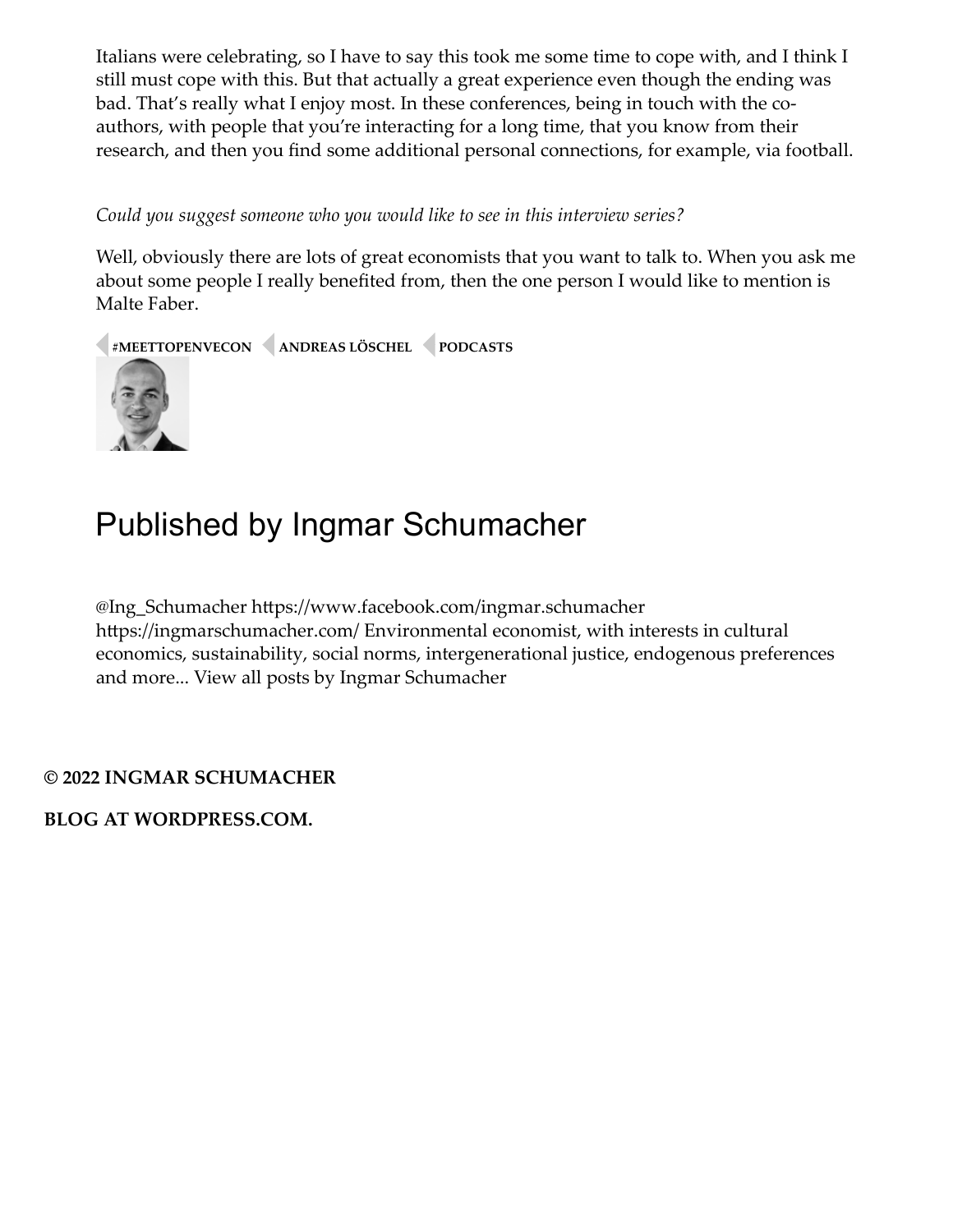Italians were celebrating, so I have to say this took me some time to cope with, and I think I still must cope with this. But that actually a great experience even though the ending was bad. That's really what I enjoy most. In these conferences, being in touch with the co-authors, with people that you're interacting for a long time, that you know from their research, and then you find some additional personal connections, for example, via football.

*Could you suggest someone who you would like to see in this interview series?*

Well, obviously there are lots of great economists that you want to talk to. When you ask me about some people I really benefited from, then the one person I would like to mention is Malte Faber.

**#MEETTOPENVECON** **ANDREAS LÖSCHEL** **PODCASTS**

## Published by Ingmar Schumacher

@Ing_Schumacher https://www.facebook.com/ingmar.schumacher https://ingmarschumacher.com/ Environmental economist, with interests in cultural economics, sustainability, social norms, intergenerational justice, endogenous preferences and more... View all posts by Ingmar Schumacher

**© 2022 INGMAR SCHUMACHER**

**BLOG AT WORDPRESS.COM.**